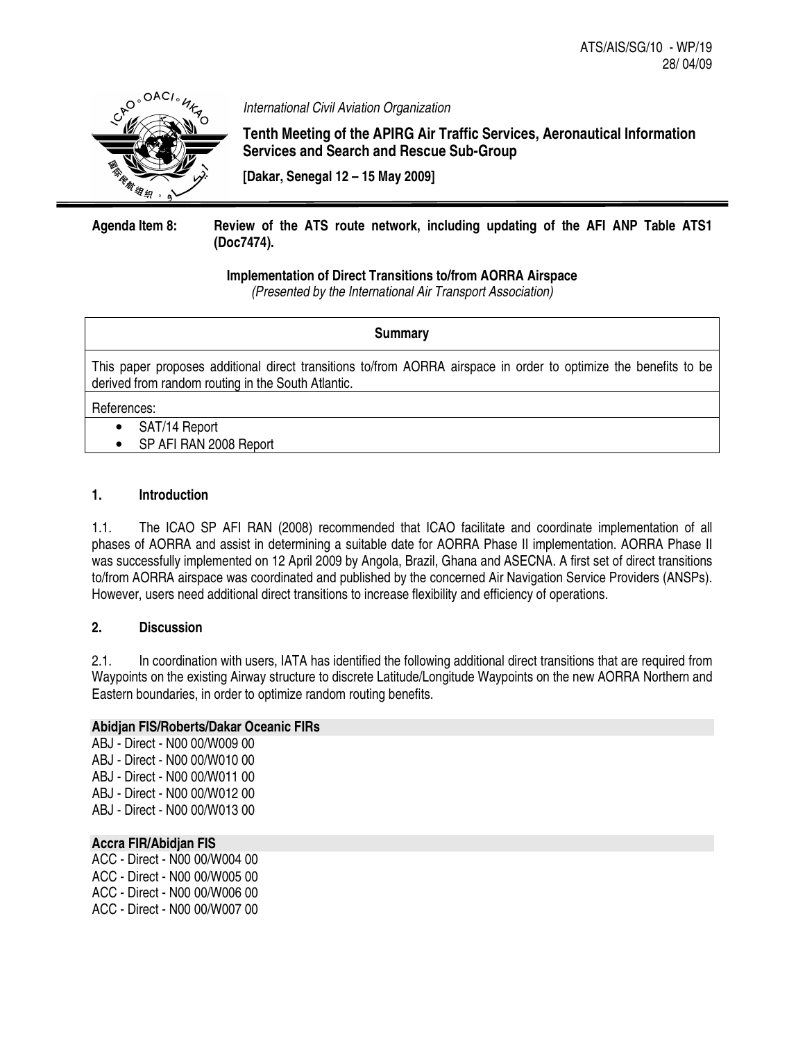ATS/AIS/SG/10 - WP/19
28/ 04/09

*International Civil Aviation Organization*

**Tenth Meeting of the APIRG Air Traffic Services, Aeronautical Information Services and Search and Rescue Sub-Group**

**[Dakar, Senegal 12 – 15 May 2009]**

**Agenda Item 8: Review of the ATS route network, including updating of the AFI ANP Table ATS1 (Doc7474).**

**Implementation of Direct Transitions to/from AORRA Airspace**
*(Presented by the International Air Transport Association)*

| **Summary** |
|---|
| This paper proposes additional direct transitions to/from AORRA airspace in order to optimize the benefits to be derived from random routing in the South Atlantic. |
| References: |
| • SAT/14 Report<br>• SP AFI RAN 2008 Report |

## 1. Introduction

1.1. The ICAO SP AFI RAN (2008) recommended that ICAO facilitate and coordinate implementation of all phases of AORRA and assist in determining a suitable date for AORRA Phase II implementation. AORRA Phase II was successfully implemented on 12 April 2009 by Angola, Brazil, Ghana and ASECNA. A first set of direct transitions to/from AORRA airspace was coordinated and published by the concerned Air Navigation Service Providers (ANSPs). However, users need additional direct transitions to increase flexibility and efficiency of operations.

## 2. Discussion

2.1. In coordination with users, IATA has identified the following additional direct transitions that are required from Waypoints on the existing Airway structure to discrete Latitude/Longitude Waypoints on the new AORRA Northern and Eastern boundaries, in order to optimize random routing benefits.

**Abidjan FIS/Roberts/Dakar Oceanic FIRs**

ABJ - Direct - N00 00/W009 00
ABJ - Direct - N00 00/W010 00
ABJ - Direct - N00 00/W011 00
ABJ - Direct - N00 00/W012 00
ABJ - Direct - N00 00/W013 00

**Accra FIR/Abidjan FIS**

ACC - Direct - N00 00/W004 00
ACC - Direct - N00 00/W005 00
ACC - Direct - N00 00/W006 00
ACC - Direct - N00 00/W007 00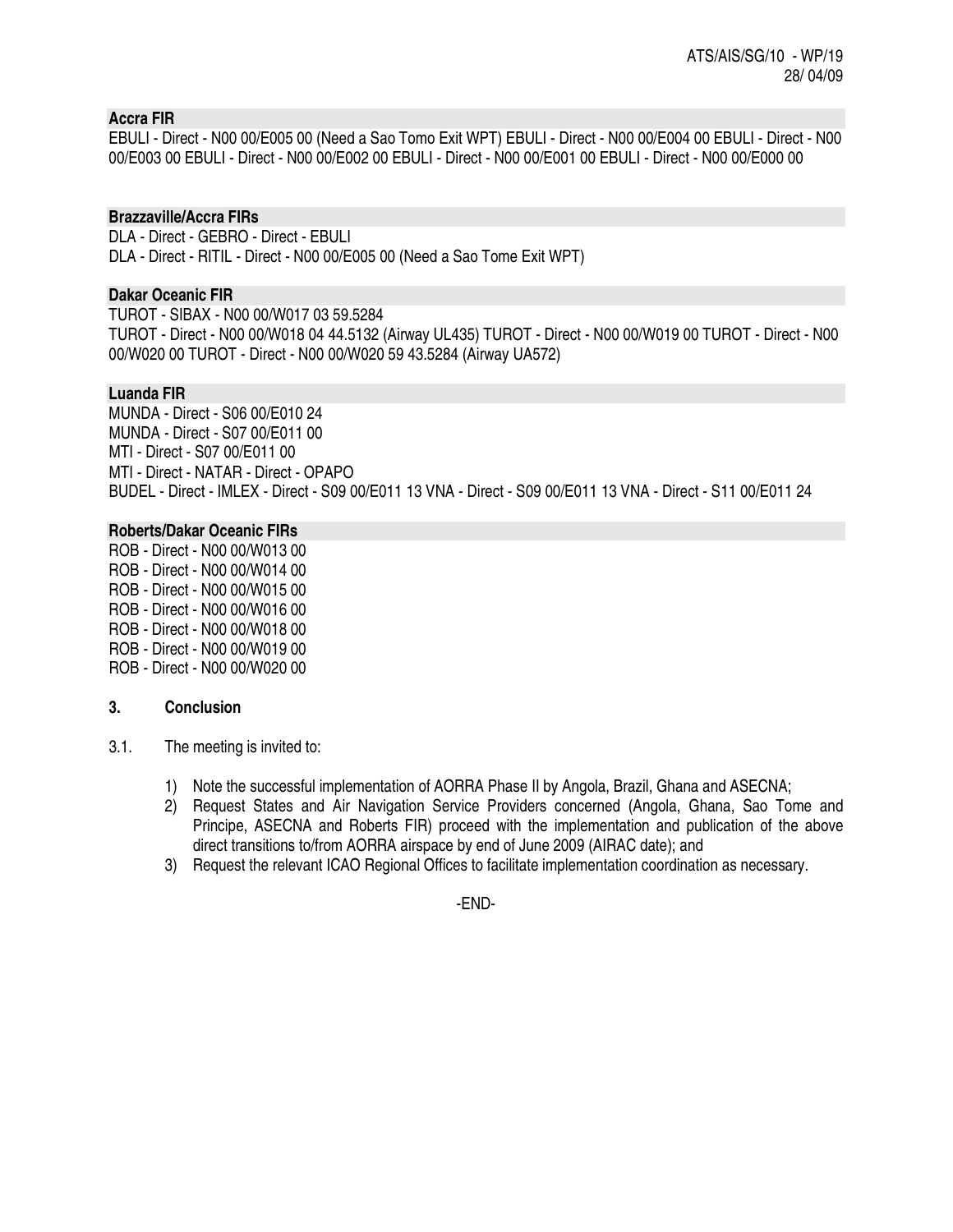**Accra FIR**

EBULI - Direct - N00 00/E005 00 (Need a Sao Tomo Exit WPT) EBULI - Direct - N00 00/E004 00 EBULI - Direct - N00 00/E003 00 EBULI - Direct - N00 00/E002 00 EBULI - Direct - N00 00/E001 00 EBULI - Direct - N00 00/E000 00

**Brazzaville/Accra FIRs**

DLA - Direct - GEBRO - Direct - EBULI
DLA - Direct - RITIL - Direct - N00 00/E005 00 (Need a Sao Tome Exit WPT)

**Dakar Oceanic FIR**

TUROT - SIBAX - N00 00/W017 03 59.5284
TUROT - Direct - N00 00/W018 04 44.5132 (Airway UL435) TUROT - Direct - N00 00/W019 00 TUROT - Direct - N00 00/W020 00 TUROT - Direct - N00 00/W020 59 43.5284 (Airway UA572)

**Luanda FIR**

MUNDA - Direct - S06 00/E010 24
MUNDA - Direct - S07 00/E011 00
MTI - Direct - S07 00/E011 00
MTI - Direct - NATAR - Direct - OPAPO
BUDEL - Direct - IMLEX - Direct - S09 00/E011 13 VNA - Direct - S09 00/E011 13 VNA - Direct - S11 00/E011 24

**Roberts/Dakar Oceanic FIRs**

ROB - Direct - N00 00/W013 00
ROB - Direct - N00 00/W014 00
ROB - Direct - N00 00/W015 00
ROB - Direct - N00 00/W016 00
ROB - Direct - N00 00/W018 00
ROB - Direct - N00 00/W019 00
ROB - Direct - N00 00/W020 00

## 3. Conclusion

3.1. The meeting is invited to:

1) Note the successful implementation of AORRA Phase II by Angola, Brazil, Ghana and ASECNA;
2) Request States and Air Navigation Service Providers concerned (Angola, Ghana, Sao Tome and Principe, ASECNA and Roberts FIR) proceed with the implementation and publication of the above direct transitions to/from AORRA airspace by end of June 2009 (AIRAC date); and
3) Request the relevant ICAO Regional Offices to facilitate implementation coordination as necessary.

-END-